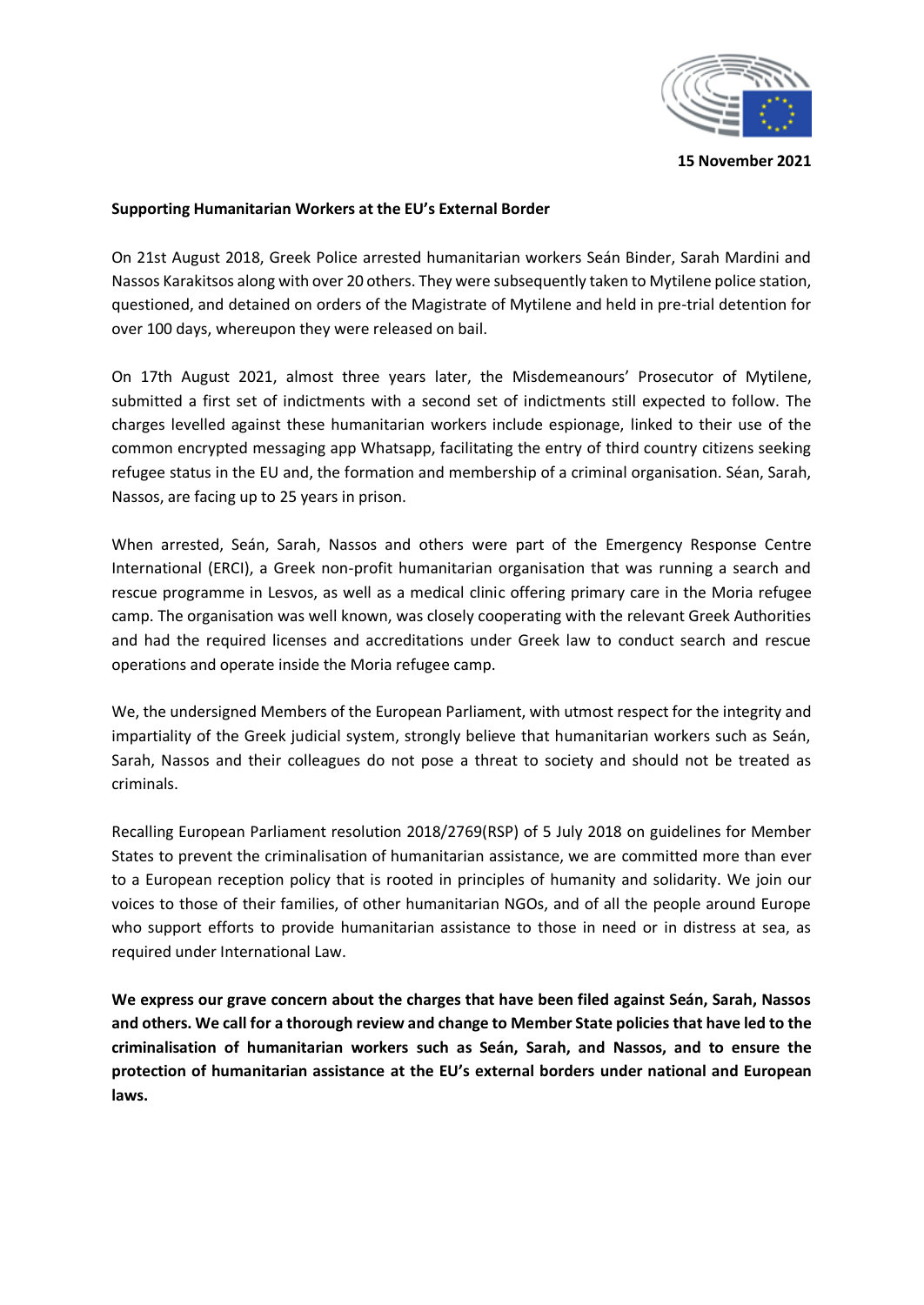15 November 2021

**Supporting Humanitarian Workers at the EU's External Border**

On 21st August 2018, Greek Police arrested humanitarian workers Seán Binder, Sarah Mardini and Nassos Karakitsos along with over 20 others. They were subsequently taken to Mytilene police station, questioned, and detained on orders of the Magistrate of Mytilene and held in pre-trial detention for over 100 days, whereupon they were released on bail.

On 17th August 2021, almost three years later, the Misdemeanours' Prosecutor of Mytilene, submitted a first set of indictments with a second set of indictments still expected to follow. The charges levelled against these humanitarian workers include espionage, linked to their use of the common encrypted messaging app Whatsapp, facilitating the entry of third country citizens seeking refugee status in the EU and, the formation and membership of a criminal organisation. Séan, Sarah, Nassos, are facing up to 25 years in prison.

When arrested, Seán, Sarah, Nassos and others were part of the Emergency Response Centre International (ERCI), a Greek non-profit humanitarian organisation that was running a search and rescue programme in Lesvos, as well as a medical clinic offering primary care in the Moria refugee camp. The organisation was well known, was closely cooperating with the relevant Greek Authorities and had the required licenses and accreditations under Greek law to conduct search and rescue operations and operate inside the Moria refugee camp.

We, the undersigned Members of the European Parliament, with utmost respect for the integrity and impartiality of the Greek judicial system, strongly believe that humanitarian workers such as Seán, Sarah, Nassos and their colleagues do not pose a threat to society and should not be treated as criminals.

Recalling European Parliament resolution 2018/2769(RSP) of 5 July 2018 on guidelines for Member States to prevent the criminalisation of humanitarian assistance, we are committed more than ever to a European reception policy that is rooted in principles of humanity and solidarity. We join our voices to those of their families, of other humanitarian NGOs, and of all the people around Europe who support efforts to provide humanitarian assistance to those in need or in distress at sea, as required under International Law.

**We express our grave concern about the charges that have been filed against Seán, Sarah, Nassos and others. We call for a thorough review and change to Member State policies that have led to the criminalisation of humanitarian workers such as Seán, Sarah, and Nassos, and to ensure the protection of humanitarian assistance at the EU's external borders under national and European laws.**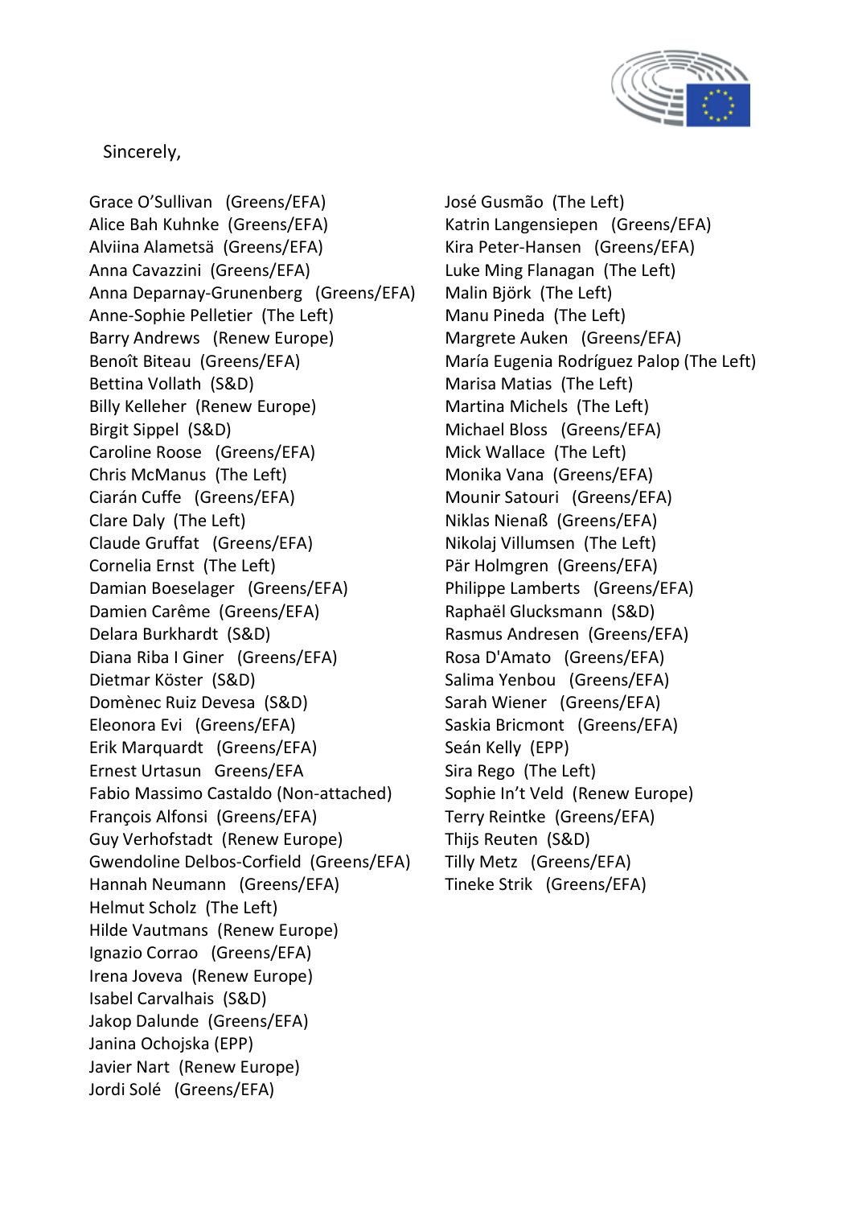Sincerely,

Grace O'Sullivan (Greens/EFA)
Alice Bah Kuhnke (Greens/EFA)
Alviina Alametsä (Greens/EFA)
Anna Cavazzini (Greens/EFA)
Anna Deparnay-Grunenberg (Greens/EFA)
Anne-Sophie Pelletier (The Left)
Barry Andrews (Renew Europe)
Benoît Biteau (Greens/EFA)
Bettina Vollath (S&D)
Billy Kelleher (Renew Europe)
Birgit Sippel (S&D)
Caroline Roose (Greens/EFA)
Chris McManus (The Left)
Ciarán Cuffe (Greens/EFA)
Clare Daly (The Left)
Claude Gruffat (Greens/EFA)
Cornelia Ernst (The Left)
Damian Boeselager (Greens/EFA)
Damien Carême (Greens/EFA)
Delara Burkhardt (S&D)
Diana Riba I Giner (Greens/EFA)
Dietmar Köster (S&D)
Domènec Ruiz Devesa (S&D)
Eleonora Evi (Greens/EFA)
Erik Marquardt (Greens/EFA)
Ernest Urtasun Greens/EFA
Fabio Massimo Castaldo (Non-attached)
François Alfonsi (Greens/EFA)
Guy Verhofstadt (Renew Europe)
Gwendoline Delbos-Corfield (Greens/EFA)
Hannah Neumann (Greens/EFA)
Helmut Scholz (The Left)
Hilde Vautmans (Renew Europe)
Ignazio Corrao (Greens/EFA)
Irena Joveva (Renew Europe)
Isabel Carvalhais (S&D)
Jakop Dalunde (Greens/EFA)
Janina Ochojska (EPP)
Javier Nart (Renew Europe)
Jordi Solé (Greens/EFA)
José Gusmão (The Left)
Katrin Langensiepen (Greens/EFA)
Kira Peter-Hansen (Greens/EFA)
Luke Ming Flanagan (The Left)
Malin Björk (The Left)
Manu Pineda (The Left)
Margrete Auken (Greens/EFA)
María Eugenia Rodríguez Palop (The Left)
Marisa Matias (The Left)
Martina Michels (The Left)
Michael Bloss (Greens/EFA)
Mick Wallace (The Left)
Monika Vana (Greens/EFA)
Mounir Satouri (Greens/EFA)
Niklas Nienaß (Greens/EFA)
Nikolaj Villumsen (The Left)
Pär Holmgren (Greens/EFA)
Philippe Lamberts (Greens/EFA)
Raphaël Glucksmann (S&D)
Rasmus Andresen (Greens/EFA)
Rosa D'Amato (Greens/EFA)
Salima Yenbou (Greens/EFA)
Sarah Wiener (Greens/EFA)
Saskia Bricmont (Greens/EFA)
Seán Kelly (EPP)
Sira Rego (The Left)
Sophie In't Veld (Renew Europe)
Terry Reintke (Greens/EFA)
Thijs Reuten (S&D)
Tilly Metz (Greens/EFA)
Tineke Strik (Greens/EFA)